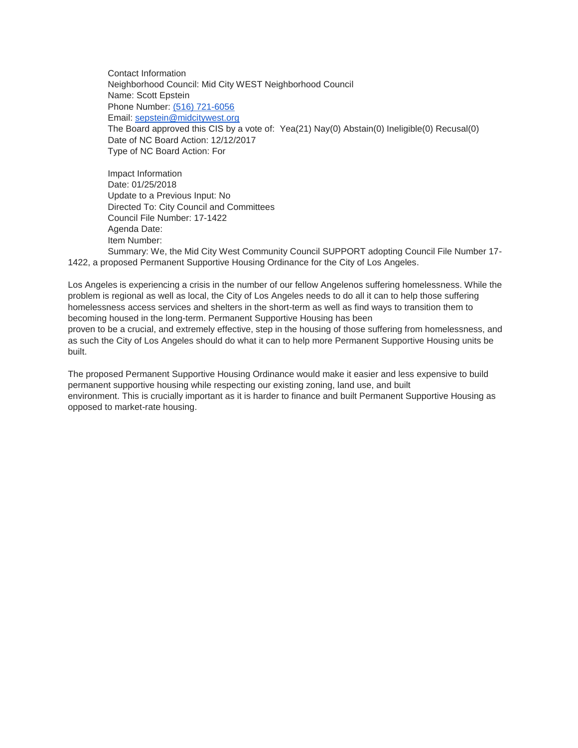Contact Information
Neighborhood Council: Mid City WEST Neighborhood Council
Name: Scott Epstein
Phone Number: (516) 721-6056
Email: sepstein@midcitywest.org
The Board approved this CIS by a vote of: Yea(21) Nay(0) Abstain(0) Ineligible(0) Recusal(0)
Date of NC Board Action: 12/12/2017
Type of NC Board Action: For

Impact Information
Date: 01/25/2018
Update to a Previous Input: No
Directed To: City Council and Committees
Council File Number: 17-1422
Agenda Date:
Item Number:
Summary: We, the Mid City West Community Council SUPPORT adopting Council File Number 17-1422, a proposed Permanent Supportive Housing Ordinance for the City of Los Angeles.

Los Angeles is experiencing a crisis in the number of our fellow Angelenos suffering homelessness. While the problem is regional as well as local, the City of Los Angeles needs to do all it can to help those suffering homelessness access services and shelters in the short-term as well as find ways to transition them to becoming housed in the long-term. Permanent Supportive Housing has been proven to be a crucial, and extremely effective, step in the housing of those suffering from homelessness, and as such the City of Los Angeles should do what it can to help more Permanent Supportive Housing units be built.

The proposed Permanent Supportive Housing Ordinance would make it easier and less expensive to build permanent supportive housing while respecting our existing zoning, land use, and built environment. This is crucially important as it is harder to finance and built Permanent Supportive Housing as opposed to market-rate housing.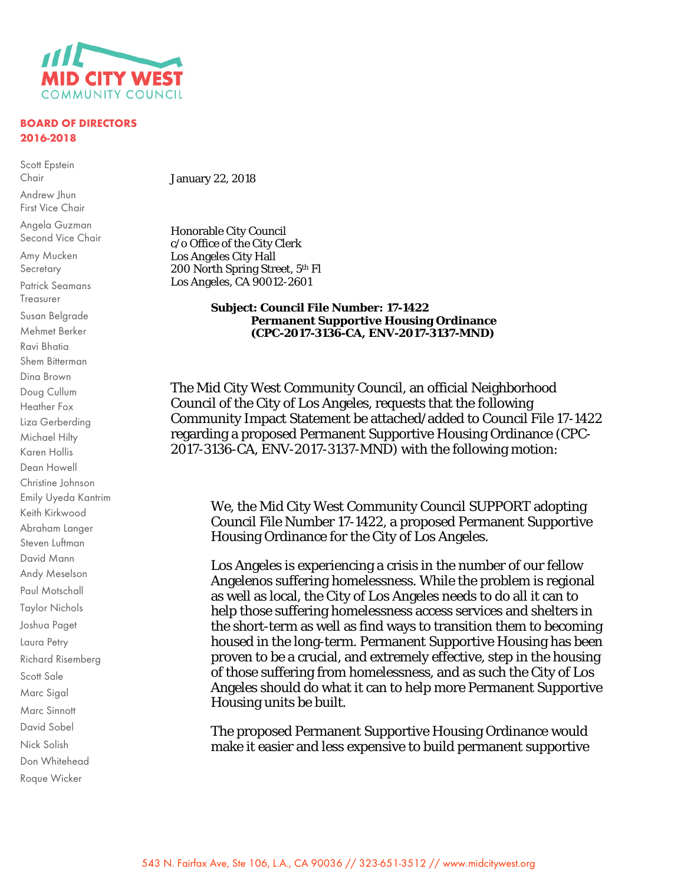**BOARD OF DIRECTORS 2016-2018**

Scott Epstein
Chair

Andrew Jhun
First Vice Chair

Angela Guzman
Second Vice Chair

Amy Mucken
Secretary

Patrick Seamans
Treasurer

Susan Belgrade

Mehmet Berker

Ravi Bhatia

Shem Bitterman

Dina Brown

Doug Cullum

Heather Fox

Liza Gerberding

Michael Hilty

Karen Hollis

Dean Howell

Christine Johnson

Emily Uyeda Kantrim

Keith Kirkwood

Abraham Langer

Steven Luftman

David Mann

Andy Meselson

Paul Motschall

Taylor Nichols

Joshua Paget

Laura Petry

Richard Risemberg

Scott Sale

Marc Sigal

Marc Sinnott

David Sobel

Nick Solish

Don Whitehead

Roque Wicker

January 22, 2018

Honorable City Council
c/o Office of the City Clerk
Los Angeles City Hall
200 North Spring Street, 5th Fl
Los Angeles, CA 90012-2601

**Subject: Council File Number: 17-1422**
**Permanent Supportive Housing Ordinance**
**(CPC-2017-3136-CA, ENV-2017-3137-MND)**

The Mid City West Community Council, an official Neighborhood Council of the City of Los Angeles, requests that the following Community Impact Statement be attached/added to Council File 17-1422 regarding a proposed Permanent Supportive Housing Ordinance (CPC-2017-3136-CA, ENV-2017-3137-MND) with the following motion:

> We, the Mid City West Community Council SUPPORT adopting Council File Number 17-1422, a proposed Permanent Supportive Housing Ordinance for the City of Los Angeles.
>
> Los Angeles is experiencing a crisis in the number of our fellow Angelenos suffering homelessness. While the problem is regional as well as local, the City of Los Angeles needs to do all it can to help those suffering homelessness access services and shelters in the short-term as well as find ways to transition them to becoming housed in the long-term. Permanent Supportive Housing has been proven to be a crucial, and extremely effective, step in the housing of those suffering from homelessness, and as such the City of Los Angeles should do what it can to help more Permanent Supportive Housing units be built.
>
> The proposed Permanent Supportive Housing Ordinance would make it easier and less expensive to build permanent supportive

543 N. Fairfax Ave, Ste 106, L.A., CA 90036 // 323-651-3512 // www.midcitywest.org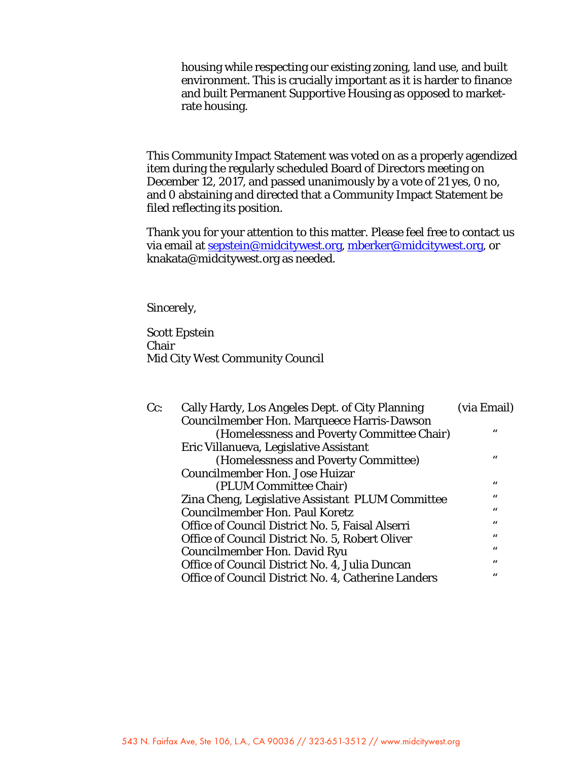housing while respecting our existing zoning, land use, and built environment. This is crucially important as it is harder to finance and built Permanent Supportive Housing as opposed to market-rate housing.

This Community Impact Statement was voted on as a properly agendized item during the regularly scheduled Board of Directors meeting on December 12, 2017, and passed unanimously by a vote of 21 yes, 0 no, and 0 abstaining and directed that a Community Impact Statement be filed reflecting its position.

Thank you for your attention to this matter. Please feel free to contact us via email at sepstein@midcitywest.org, mberker@midcitywest.org, or knakata@midcitywest.org as needed.

Sincerely,

Scott Epstein
Chair
Mid City West Community Council

| | | |
|---|---|---|
| Cc: | Cally Hardy, Los Angeles Dept. of City Planning | (via Email) |
| | Councilmember Hon. Marqueece Harris-Dawson (Homelessness and Poverty Committee Chair) | " |
| | Eric Villanueva, Legislative Assistant (Homelessness and Poverty Committee) | " |
| | Councilmember Hon. Jose Huizar (PLUM Committee Chair) | " |
| | Zina Cheng, Legislative Assistant PLUM Committee | " |
| | Councilmember Hon. Paul Koretz | " |
| | Office of Council District No. 5, Faisal Alserri | " |
| | Office of Council District No. 5, Robert Oliver | " |
| | Councilmember Hon. David Ryu | " |
| | Office of Council District No. 4, Julia Duncan | " |
| | Office of Council District No. 4, Catherine Landers | " |